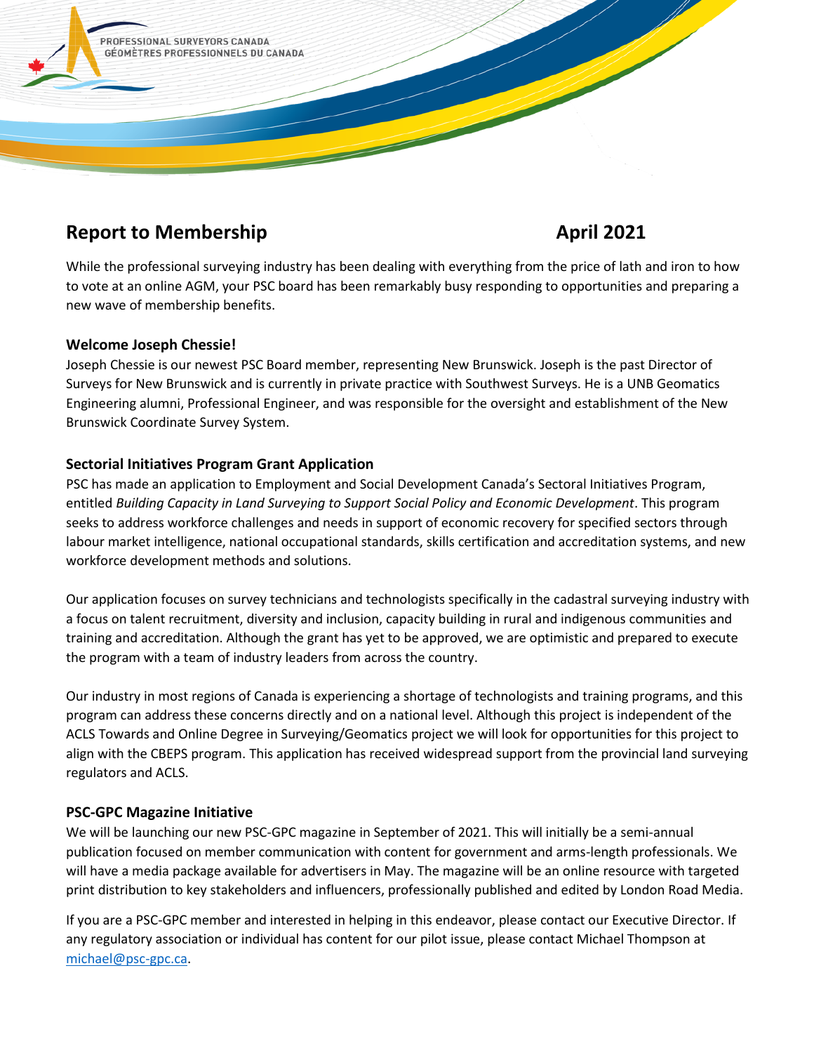PROFESSIONAL SURVEYORS CANADA
GÉOMÈTRES PROFESSIONNELS DU CANADA

# Report to Membership April 2021

While the professional surveying industry has been dealing with everything from the price of lath and iron to how to vote at an online AGM, your PSC board has been remarkably busy responding to opportunities and preparing a new wave of membership benefits.

### Welcome Joseph Chessie!

Joseph Chessie is our newest PSC Board member, representing New Brunswick. Joseph is the past Director of Surveys for New Brunswick and is currently in private practice with Southwest Surveys. He is a UNB Geomatics Engineering alumni, Professional Engineer, and was responsible for the oversight and establishment of the New Brunswick Coordinate Survey System.

### Sectorial Initiatives Program Grant Application

PSC has made an application to Employment and Social Development Canada's Sectoral Initiatives Program, entitled *Building Capacity in Land Surveying to Support Social Policy and Economic Development*. This program seeks to address workforce challenges and needs in support of economic recovery for specified sectors through labour market intelligence, national occupational standards, skills certification and accreditation systems, and new workforce development methods and solutions.

Our application focuses on survey technicians and technologists specifically in the cadastral surveying industry with a focus on talent recruitment, diversity and inclusion, capacity building in rural and indigenous communities and training and accreditation. Although the grant has yet to be approved, we are optimistic and prepared to execute the program with a team of industry leaders from across the country.

Our industry in most regions of Canada is experiencing a shortage of technologists and training programs, and this program can address these concerns directly and on a national level. Although this project is independent of the ACLS Towards and Online Degree in Surveying/Geomatics project we will look for opportunities for this project to align with the CBEPS program. This application has received widespread support from the provincial land surveying regulators and ACLS.

### PSC-GPC Magazine Initiative

We will be launching our new PSC-GPC magazine in September of 2021. This will initially be a semi-annual publication focused on member communication with content for government and arms-length professionals. We will have a media package available for advertisers in May. The magazine will be an online resource with targeted print distribution to key stakeholders and influencers, professionally published and edited by London Road Media.

If you are a PSC-GPC member and interested in helping in this endeavor, please contact our Executive Director. If any regulatory association or individual has content for our pilot issue, please contact Michael Thompson at michael@psc-gpc.ca.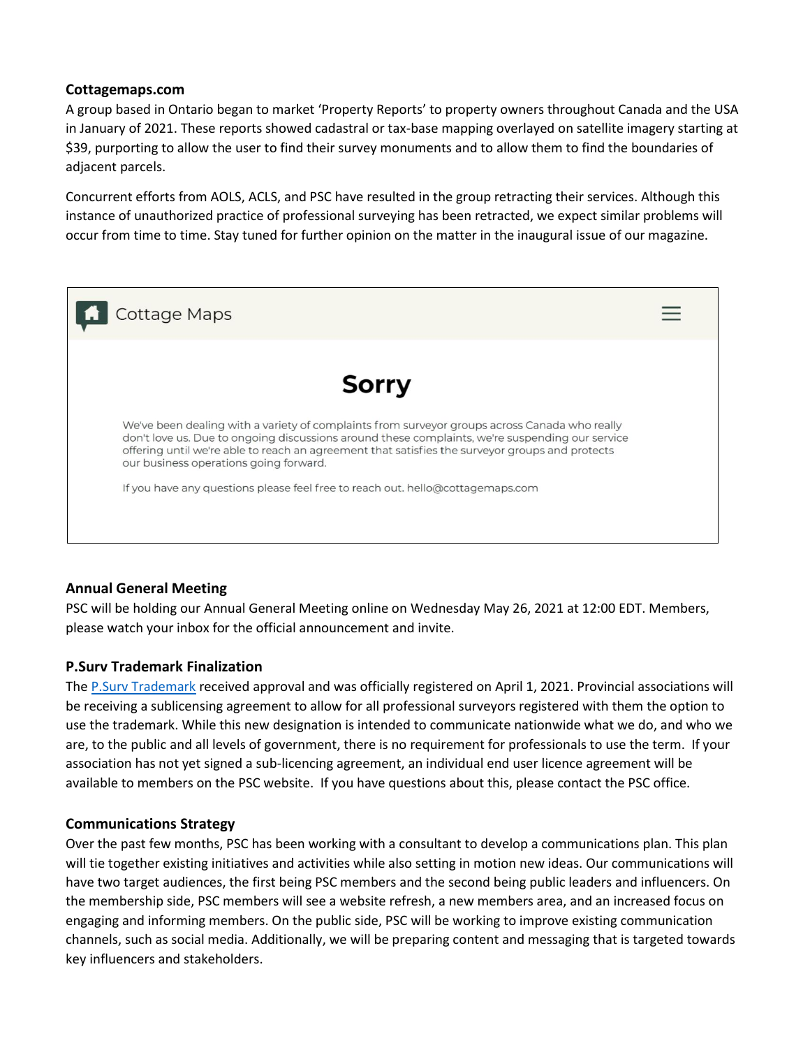### Cottagemaps.com

A group based in Ontario began to market 'Property Reports' to property owners throughout Canada and the USA in January of 2021. These reports showed cadastral or tax-base mapping overlayed on satellite imagery starting at $39, purporting to allow the user to find their survey monuments and to allow them to find the boundaries of adjacent parcels.

Concurrent efforts from AOLS, ACLS, and PSC have resulted in the group retracting their services. Although this instance of unauthorized practice of professional surveying has been retracted, we expect similar problems will occur from time to time. Stay tuned for further opinion on the matter in the inaugural issue of our magazine.

Cottage Maps

**Sorry**

We've been dealing with a variety of complaints from surveyor groups across Canada who really don't love us. Due to ongoing discussions around these complaints, we're suspending our service offering until we're able to reach an agreement that satisfies the surveyor groups and protects our business operations going forward.

If you have any questions please feel free to reach out. hello@cottagemaps.com

### Annual General Meeting

PSC will be holding our Annual General Meeting online on Wednesday May 26, 2021 at 12:00 EDT. Members, please watch your inbox for the official announcement and invite.

### P.Surv Trademark Finalization

The P.Surv Trademark received approval and was officially registered on April 1, 2021. Provincial associations will be receiving a sublicensing agreement to allow for all professional surveyors registered with them the option to use the trademark. While this new designation is intended to communicate nationwide what we do, and who we are, to the public and all levels of government, there is no requirement for professionals to use the term. If your association has not yet signed a sub-licencing agreement, an individual end user licence agreement will be available to members on the PSC website. If you have questions about this, please contact the PSC office.

### Communications Strategy

Over the past few months, PSC has been working with a consultant to develop a communications plan. This plan will tie together existing initiatives and activities while also setting in motion new ideas. Our communications will have two target audiences, the first being PSC members and the second being public leaders and influencers. On the membership side, PSC members will see a website refresh, a new members area, and an increased focus on engaging and informing members. On the public side, PSC will be working to improve existing communication channels, such as social media. Additionally, we will be preparing content and messaging that is targeted towards key influencers and stakeholders.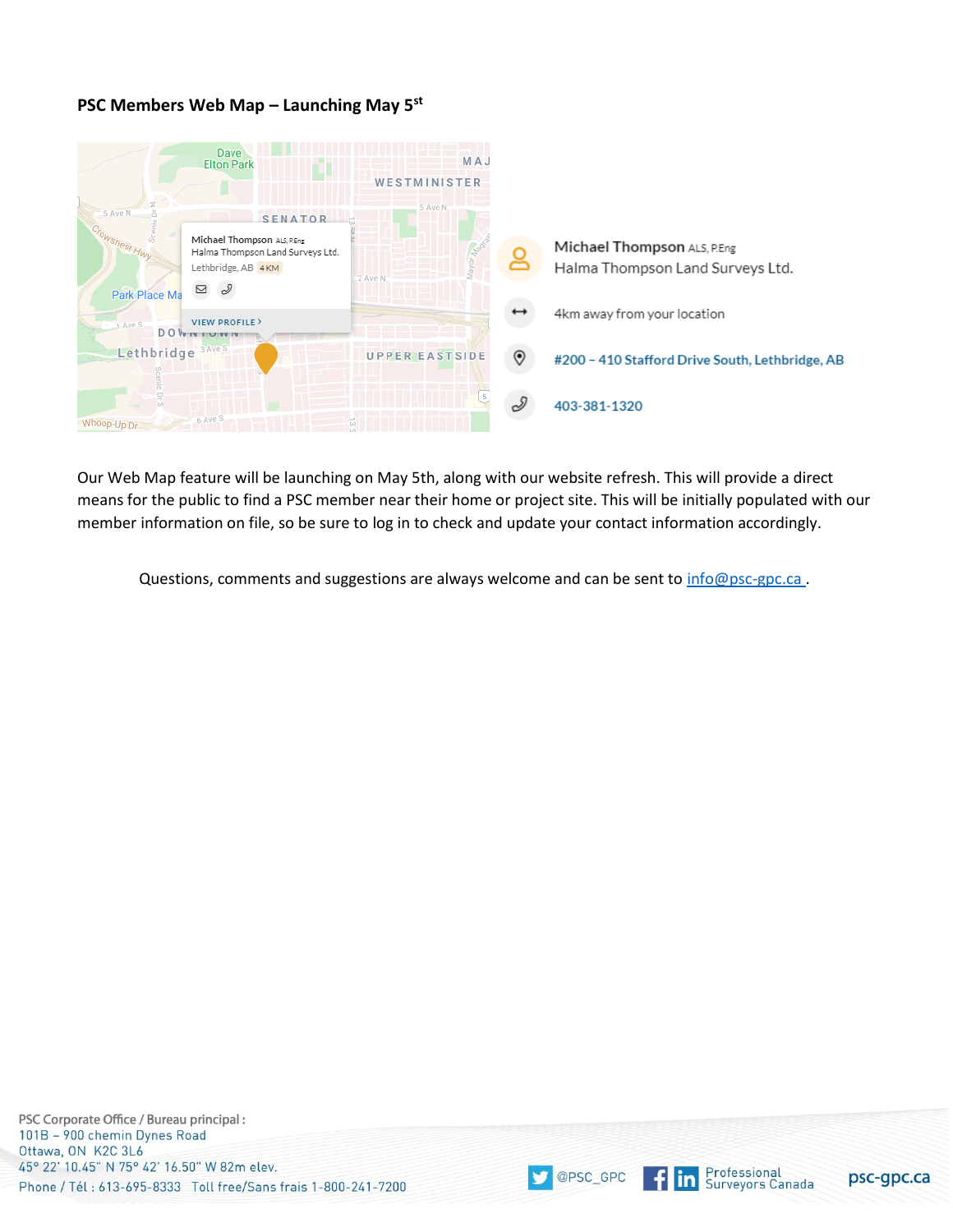**PSC Members Web Map – Launching May 5st**

Michael Thompson ALS, P.Eng
Halma Thompson Land Surveys Ltd.

4km away from your location

#200 – 410 Stafford Drive South, Lethbridge, AB

403-381-1320

Our Web Map feature will be launching on May 5th, along with our website refresh. This will provide a direct means for the public to find a PSC member near their home or project site. This will be initially populated with our member information on file, so be sure to log in to check and update your contact information accordingly.

Questions, comments and suggestions are always welcome and can be sent to info@psc-gpc.ca .